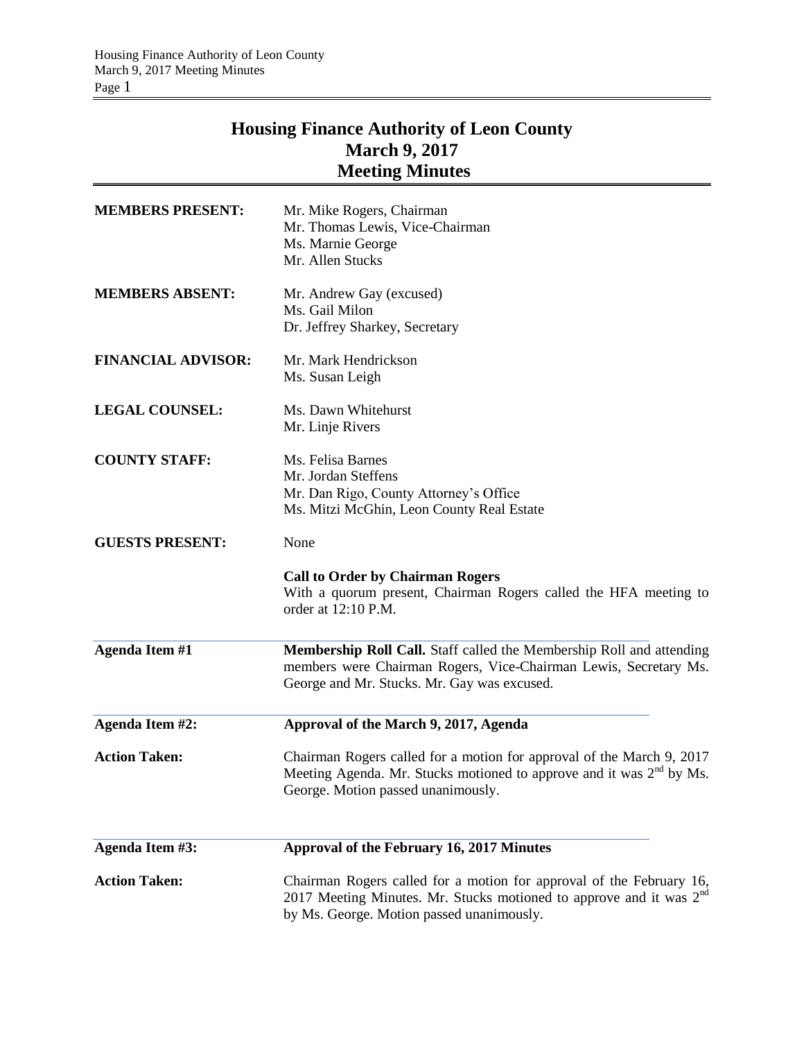# Housing Finance Authority of Leon County
## March 9, 2017
## Meeting Minutes

**MEMBERS PRESENT:** Mr. Mike Rogers, Chairman
Mr. Thomas Lewis, Vice-Chairman
Ms. Marnie George
Mr. Allen Stucks

**MEMBERS ABSENT:** Mr. Andrew Gay (excused)
Ms. Gail Milon
Dr. Jeffrey Sharkey, Secretary

**FINANCIAL ADVISOR:** Mr. Mark Hendrickson
Ms. Susan Leigh

**LEGAL COUNSEL:** Ms. Dawn Whitehurst
Mr. Linje Rivers

**COUNTY STAFF:** Ms. Felisa Barnes
Mr. Jordan Steffens
Mr. Dan Rigo, County Attorney's Office
Ms. Mitzi McGhin, Leon County Real Estate

**GUESTS PRESENT:** None

**Call to Order by Chairman Rogers**
With a quorum present, Chairman Rogers called the HFA meeting to order at 12:10 P.M.

**Agenda Item #1** — **Membership Roll Call.** Staff called the Membership Roll and attending members were Chairman Rogers, Vice-Chairman Lewis, Secretary Ms. George and Mr. Stucks. Mr. Gay was excused.

**Agenda Item #2:** **Approval of the March 9, 2017, Agenda**

**Action Taken:** Chairman Rogers called for a motion for approval of the March 9, 2017 Meeting Agenda. Mr. Stucks motioned to approve and it was 2nd by Ms. George. Motion passed unanimously.

**Agenda Item #3:** **Approval of the February 16, 2017 Minutes**

**Action Taken:** Chairman Rogers called for a motion for approval of the February 16, 2017 Meeting Minutes. Mr. Stucks motioned to approve and it was 2nd by Ms. George. Motion passed unanimously.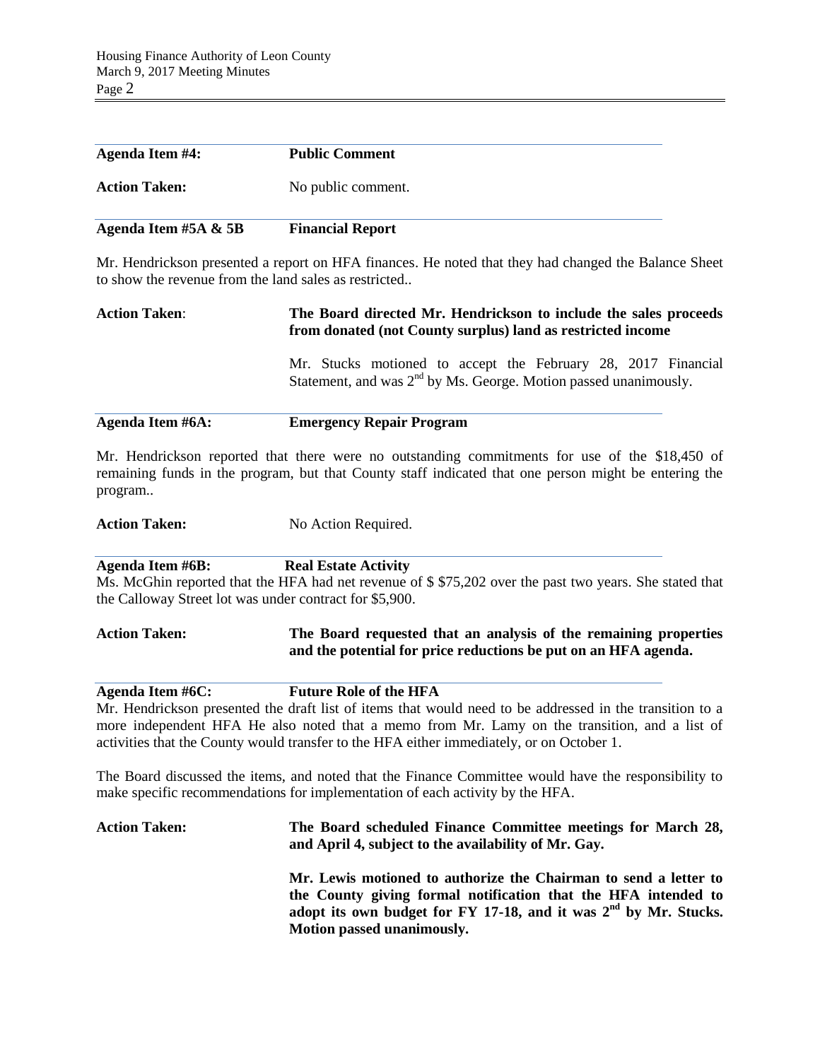**Agenda Item #4:** **Public Comment**

**Action Taken:** No public comment.

**Agenda Item #5A & 5B** **Financial Report**

Mr. Hendrickson presented a report on HFA finances. He noted that they had changed the Balance Sheet to show the revenue from the land sales as restricted..

**Action Taken**: **The Board directed Mr. Hendrickson to include the sales proceeds from donated (not County surplus) land as restricted income**

Mr. Stucks motioned to accept the February 28, 2017 Financial Statement, and was 2nd by Ms. George. Motion passed unanimously.

**Agenda Item #6A:** **Emergency Repair Program**

Mr. Hendrickson reported that there were no outstanding commitments for use of the $18,450 of remaining funds in the program, but that County staff indicated that one person might be entering the program..

**Action Taken:** No Action Required.

**Agenda Item #6B:** **Real Estate Activity**

Ms. McGhin reported that the HFA had net revenue of $ $75,202 over the past two years. She stated that the Calloway Street lot was under contract for $5,900.

**Action Taken:** **The Board requested that an analysis of the remaining properties and the potential for price reductions be put on an HFA agenda.**

**Agenda Item #6C:** **Future Role of the HFA**

Mr. Hendrickson presented the draft list of items that would need to be addressed in the transition to a more independent HFA He also noted that a memo from Mr. Lamy on the transition, and a list of activities that the County would transfer to the HFA either immediately, or on October 1.

The Board discussed the items, and noted that the Finance Committee would have the responsibility to make specific recommendations for implementation of each activity by the HFA.

**Action Taken:** **The Board scheduled Finance Committee meetings for March 28, and April 4, subject to the availability of Mr. Gay.**

**Mr. Lewis motioned to authorize the Chairman to send a letter to the County giving formal notification that the HFA intended to adopt its own budget for FY 17-18, and it was 2nd by Mr. Stucks. Motion passed unanimously.**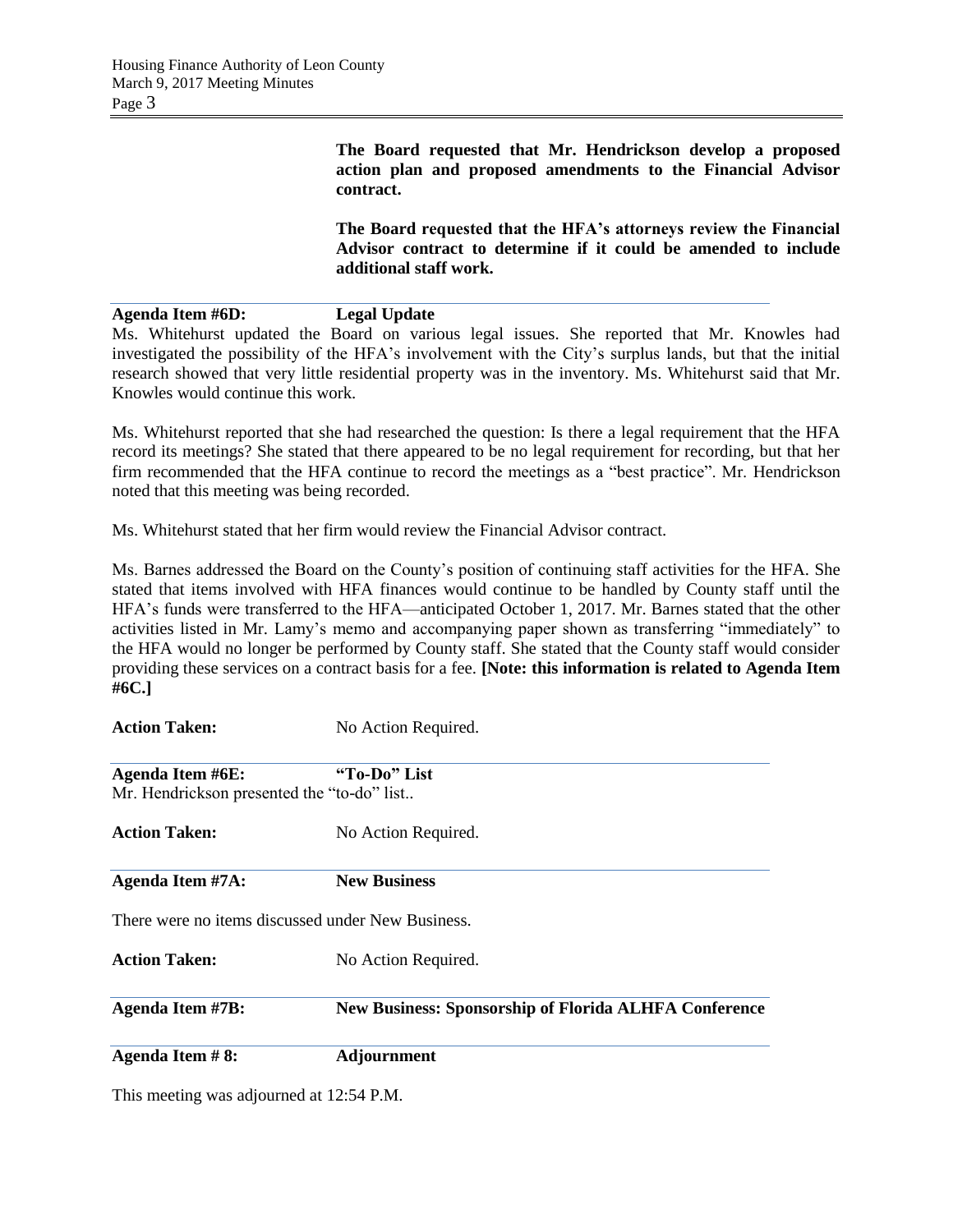**The Board requested that Mr. Hendrickson develop a proposed action plan and proposed amendments to the Financial Advisor contract.**

**The Board requested that the HFA's attorneys review the Financial Advisor contract to determine if it could be amended to include additional staff work.**

**Agenda Item #6D: Legal Update**

Ms. Whitehurst updated the Board on various legal issues. She reported that Mr. Knowles had investigated the possibility of the HFA's involvement with the City's surplus lands, but that the initial research showed that very little residential property was in the inventory. Ms. Whitehurst said that Mr. Knowles would continue this work.

Ms. Whitehurst reported that she had researched the question: Is there a legal requirement that the HFA record its meetings? She stated that there appeared to be no legal requirement for recording, but that her firm recommended that the HFA continue to record the meetings as a "best practice". Mr. Hendrickson noted that this meeting was being recorded.

Ms. Whitehurst stated that her firm would review the Financial Advisor contract.

Ms. Barnes addressed the Board on the County's position of continuing staff activities for the HFA. She stated that items involved with HFA finances would continue to be handled by County staff until the HFA's funds were transferred to the HFA—anticipated October 1, 2017. Mr. Barnes stated that the other activities listed in Mr. Lamy's memo and accompanying paper shown as transferring "immediately" to the HFA would no longer be performed by County staff. She stated that the County staff would consider providing these services on a contract basis for a fee. **[Note: this information is related to Agenda Item #6C.]**

**Action Taken:** No Action Required.

**Agenda Item #6E: "To-Do" List**

Mr. Hendrickson presented the "to-do" list..

**Action Taken:** No Action Required.

**Agenda Item #7A: New Business**

There were no items discussed under New Business.

**Action Taken:** No Action Required.

**Agenda Item #7B: New Business: Sponsorship of Florida ALHFA Conference**

**Agenda Item # 8: Adjournment**

This meeting was adjourned at 12:54 P.M.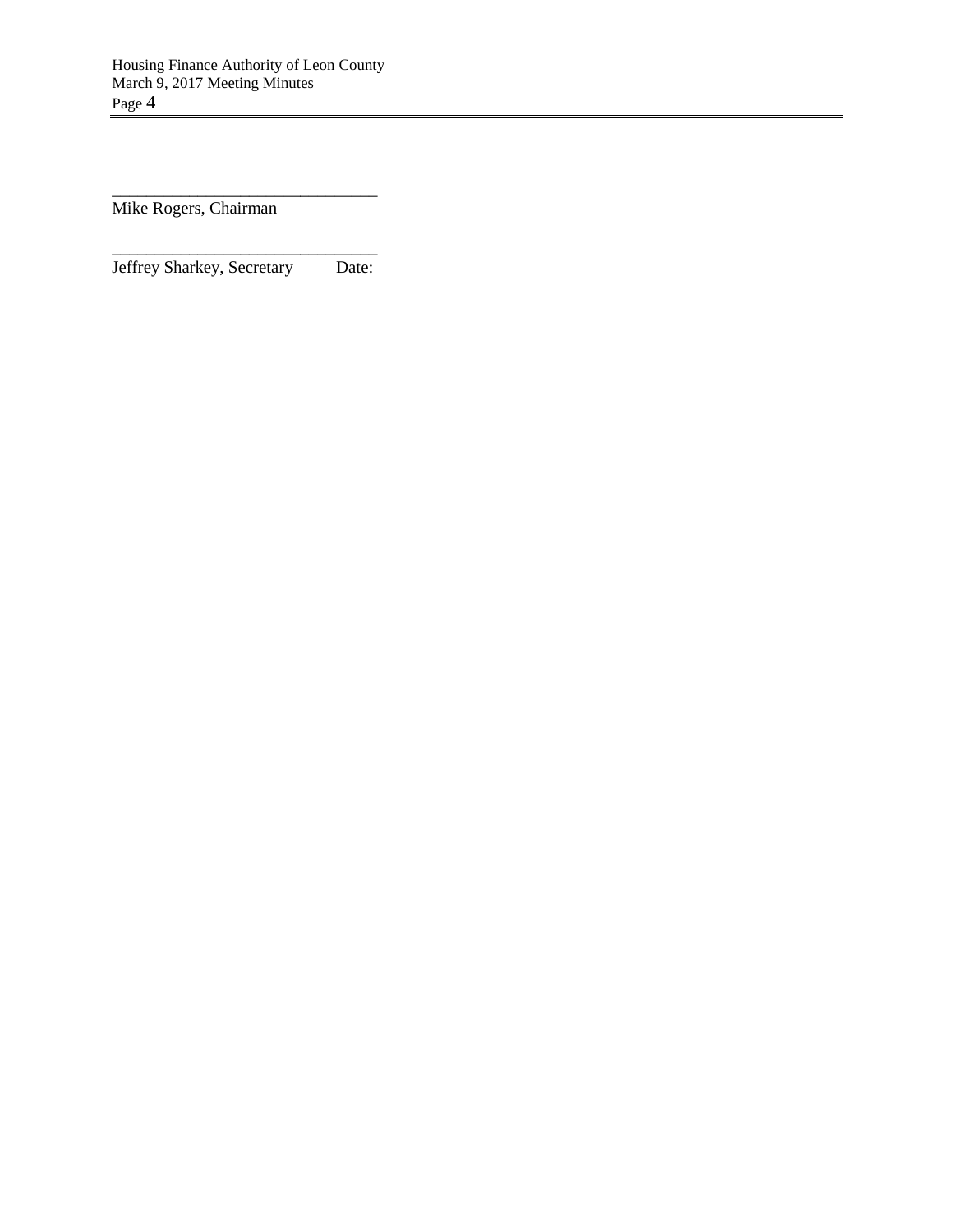\_\_\_\_\_\_\_\_\_\_\_\_\_\_\_\_\_\_\_\_\_\_\_\_\_\_\_\_\_\_\_\_
Mike Rogers, Chairman

\_\_\_\_\_\_\_\_\_\_\_\_\_\_\_\_\_\_\_\_\_\_\_\_\_\_\_\_\_\_\_\_
Jeffrey Sharkey, Secretary Date: